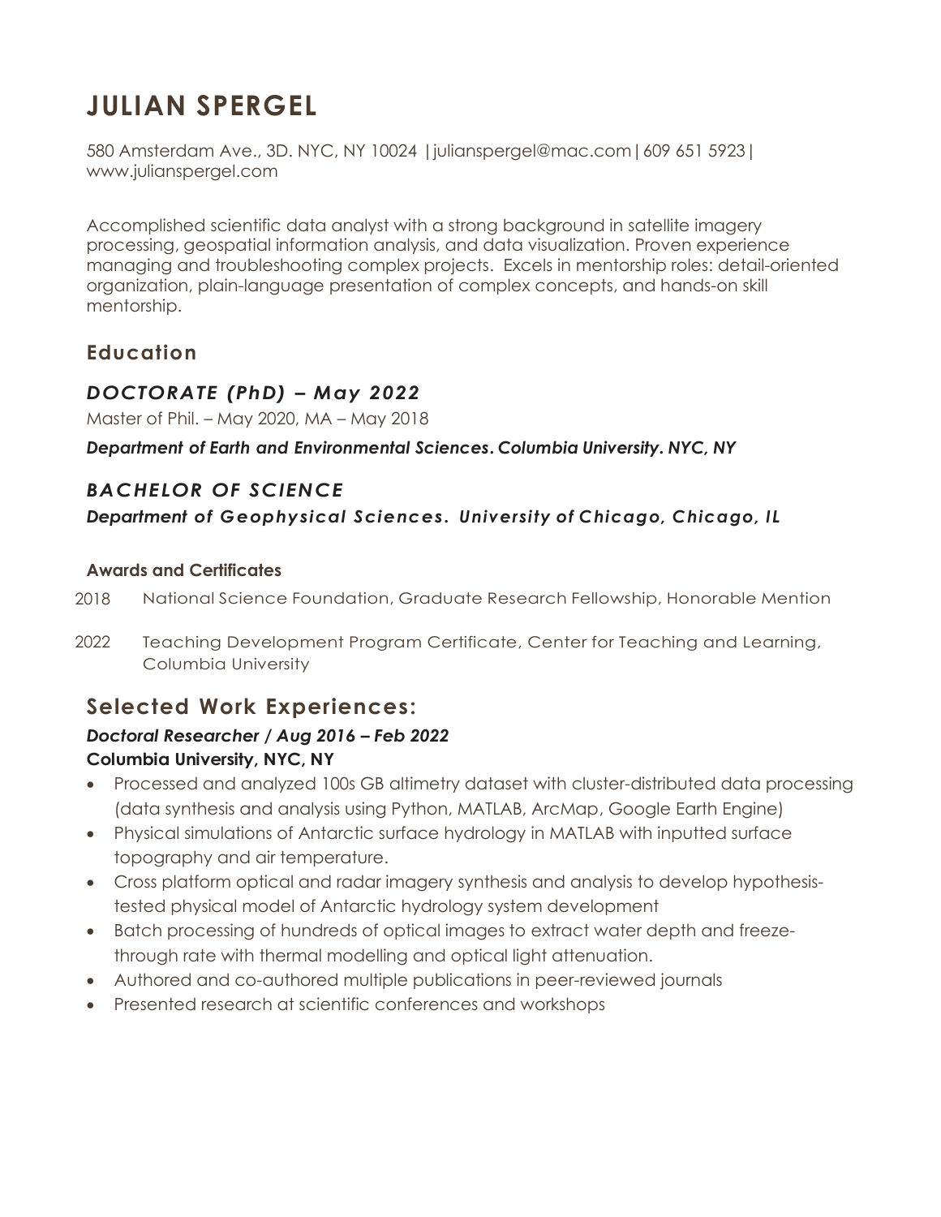# JULIAN SPERGEL

580 Amsterdam Ave., 3D. NYC, NY 10024 | julianspergel@mac.com | 609 651 5923 | www.julianspergel.com

Accomplished scientific data analyst with a strong background in satellite imagery processing, geospatial information analysis, and data visualization. Proven experience managing and troubleshooting complex projects. Excels in mentorship roles: detail-oriented organization, plain-language presentation of complex concepts, and hands-on skill mentorship.

## Education

### *DOCTORATE (PhD) – May 2022*

Master of Phil. – May 2020, MA – May 2018

***Department of Earth and Environmental Sciences. Columbia University. NYC, NY***

### *BACHELOR OF SCIENCE*

***Department of Geophysical Sciences. University of Chicago, Chicago, IL***

#### Awards and Certificates

2018 National Science Foundation, Graduate Research Fellowship, Honorable Mention

2022 Teaching Development Program Certificate, Center for Teaching and Learning, Columbia University

## Selected Work Experiences:

***Doctoral Researcher / Aug 2016 – Feb 2022***
**Columbia University, NYC, NY**

- Processed and analyzed 100s GB altimetry dataset with cluster-distributed data processing (data synthesis and analysis using Python, MATLAB, ArcMap, Google Earth Engine)
- Physical simulations of Antarctic surface hydrology in MATLAB with inputted surface topography and air temperature.
- Cross platform optical and radar imagery synthesis and analysis to develop hypothesis-tested physical model of Antarctic hydrology system development
- Batch processing of hundreds of optical images to extract water depth and freeze-through rate with thermal modelling and optical light attenuation.
- Authored and co-authored multiple publications in peer-reviewed journals
- Presented research at scientific conferences and workshops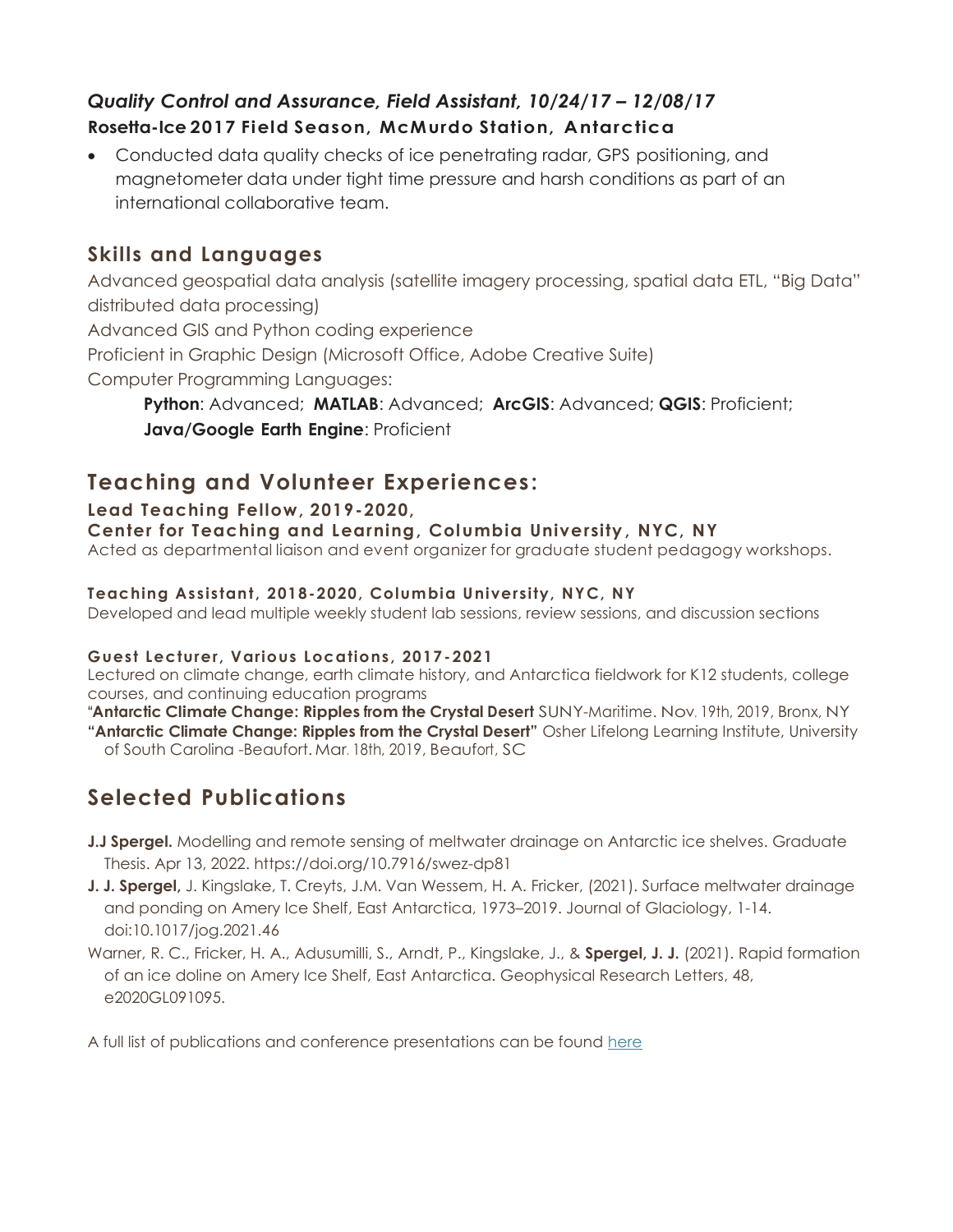### *Quality Control and Assurance, Field Assistant, 10/24/17 – 12/08/17*
**Rosetta-Ice 2017 Field Season, McMurdo Station, Antarctica**

- Conducted data quality checks of ice penetrating radar, GPS positioning, and magnetometer data under tight time pressure and harsh conditions as part of an international collaborative team.

## Skills and Languages

Advanced geospatial data analysis (satellite imagery processing, spatial data ETL, "Big Data" distributed data processing)

Advanced GIS and Python coding experience

Proficient in Graphic Design (Microsoft Office, Adobe Creative Suite)

Computer Programming Languages:

**Python**: Advanced; **MATLAB**: Advanced; **ArcGIS**: Advanced; **QGIS**: Proficient; **Java/Google Earth Engine**: Proficient

## Teaching and Volunteer Experiences:

**Lead Teaching Fellow, 2019-2020,**
**Center for Teaching and Learning, Columbia University, NYC, NY**
Acted as departmental liaison and event organizer for graduate student pedagogy workshops.

**Teaching Assistant, 2018-2020, Columbia University, NYC, NY**
Developed and lead multiple weekly student lab sessions, review sessions, and discussion sections

**Guest Lecturer, Various Locations, 2017-2021**
Lectured on climate change, earth climate history, and Antarctica fieldwork for K12 students, college courses, and continuing education programs
"**Antarctic Climate Change: Ripples from the Crystal Desert** SUNY-Maritime. Nov. 19th, 2019, Bronx, NY
**"Antarctic Climate Change: Ripples from the Crystal Desert"** Osher Lifelong Learning Institute, University of South Carolina -Beaufort. Mar. 18th, 2019, Beaufort, SC

## Selected Publications

**J.J Spergel.** Modelling and remote sensing of meltwater drainage on Antarctic ice shelves. Graduate Thesis. Apr 13, 2022. https://doi.org/10.7916/swez-dp81

**J. J. Spergel,** J. Kingslake, T. Creyts, J.M. Van Wessem, H. A. Fricker, (2021). Surface meltwater drainage and ponding on Amery Ice Shelf, East Antarctica, 1973–2019. Journal of Glaciology, 1-14. doi:10.1017/jog.2021.46

Warner, R. C., Fricker, H. A., Adusumilli, S., Arndt, P., Kingslake, J., & **Spergel, J. J.** (2021). Rapid formation of an ice doline on Amery Ice Shelf, East Antarctica. Geophysical Research Letters, 48, e2020GL091095.

A full list of publications and conference presentations can be found here